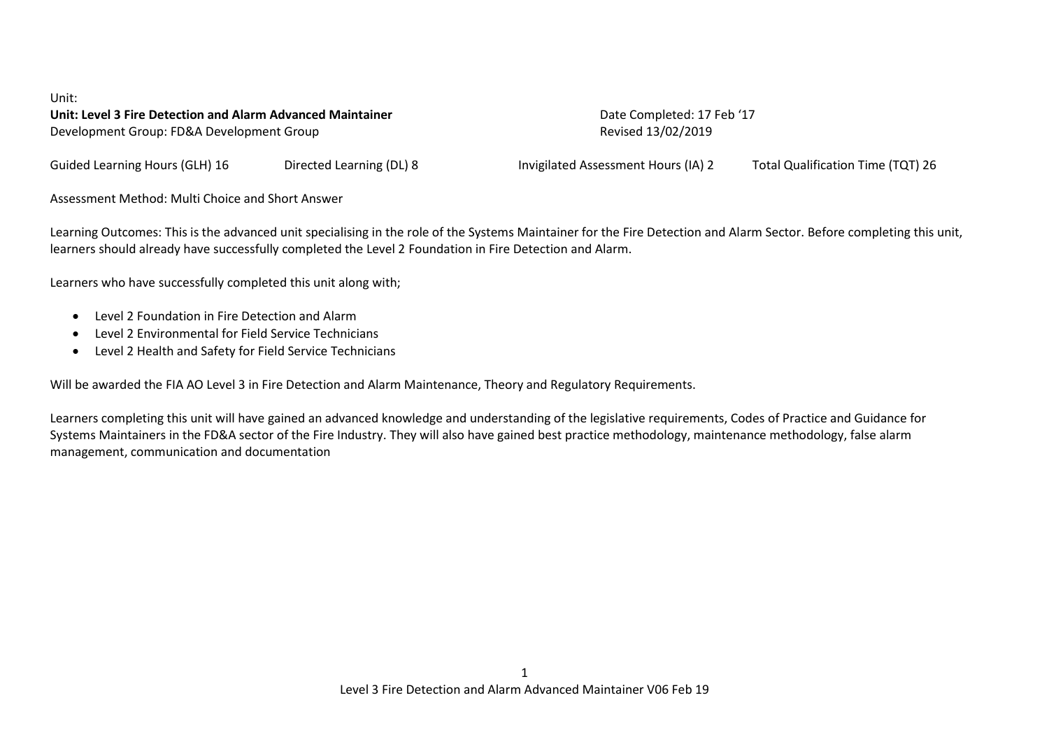Unit:

**Unit: Level 3 Fire Detection and Alarm Advanced Maintainer**

Development Group: FD&A Development Group

Date Completed: 17 Feb '17

Revised 13/02/2019

Guided Learning Hours (GLH) 16 | Directed Learning (DL) 8 | Invigilated Assessment Hours (IA) 2 | Total Qualification Time (TQT) 26

Assessment Method: Multi Choice and Short Answer

Learning Outcomes: This is the advanced unit specialising in the role of the Systems Maintainer for the Fire Detection and Alarm Sector. Before completing this unit, learners should already have successfully completed the Level 2 Foundation in Fire Detection and Alarm.

Learners who have successfully completed this unit along with;

- Level 2 Foundation in Fire Detection and Alarm
- Level 2 Environmental for Field Service Technicians
- Level 2 Health and Safety for Field Service Technicians

Will be awarded the FIA AO Level 3 in Fire Detection and Alarm Maintenance, Theory and Regulatory Requirements.

Learners completing this unit will have gained an advanced knowledge and understanding of the legislative requirements, Codes of Practice and Guidance for Systems Maintainers in the FD&A sector of the Fire Industry. They will also have gained best practice methodology, maintenance methodology, false alarm management, communication and documentation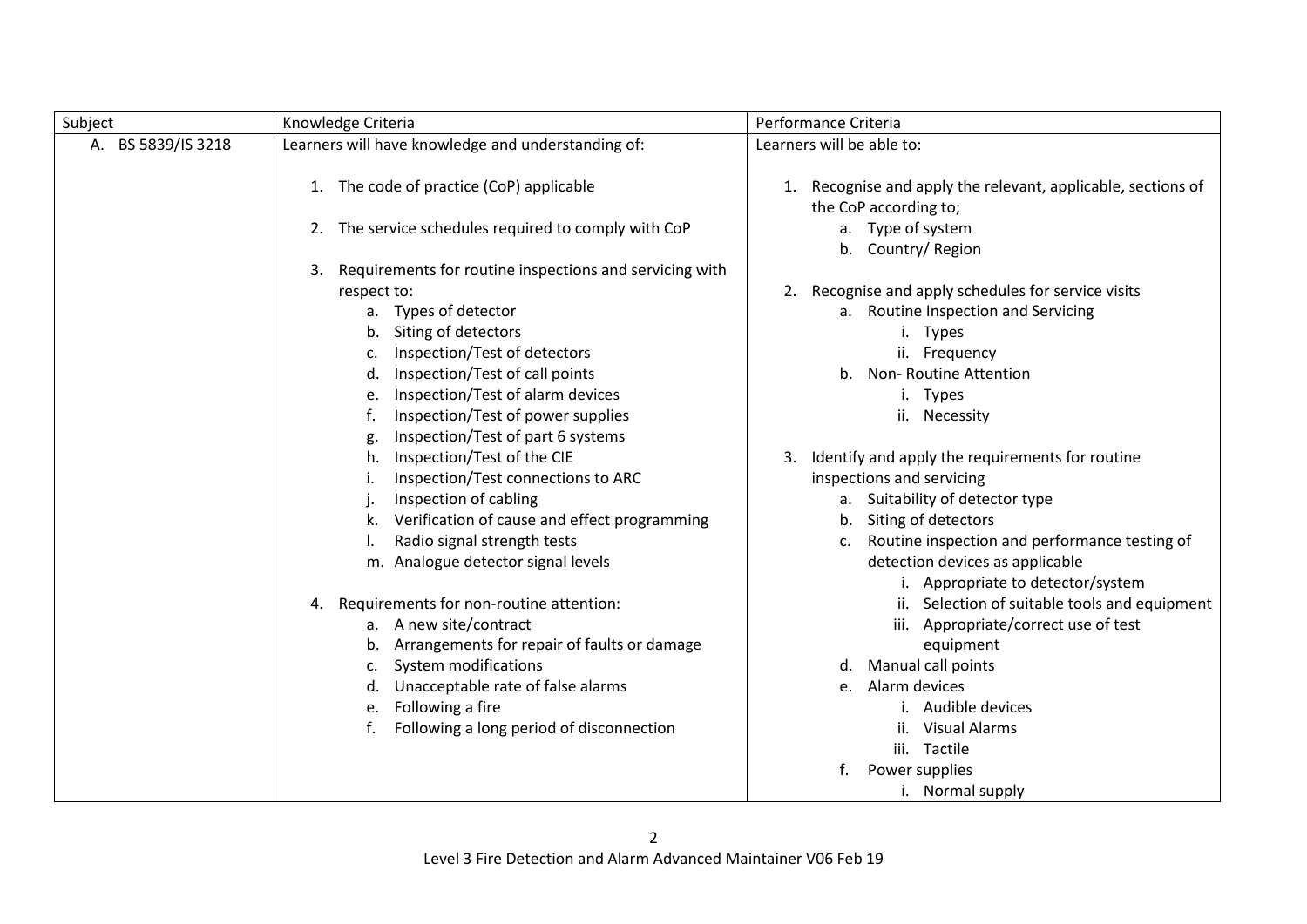| Subject | Knowledge Criteria | Performance Criteria |
|---|---|---|
| A. BS 5839/IS 3218 | Learners will have knowledge and understanding of:<br><br>1. The code of practice (CoP) applicable<br><br>2. The service schedules required to comply with CoP<br><br>3. Requirements for routine inspections and servicing with respect to:<br>a. Types of detector<br>b. Siting of detectors<br>c. Inspection/Test of detectors<br>d. Inspection/Test of call points<br>e. Inspection/Test of alarm devices<br>f. Inspection/Test of power supplies<br>g. Inspection/Test of part 6 systems<br>h. Inspection/Test of the CIE<br>i. Inspection/Test connections to ARC<br>j. Inspection of cabling<br>k. Verification of cause and effect programming<br>l. Radio signal strength tests<br>m. Analogue detector signal levels<br><br>4. Requirements for non-routine attention:<br>a. A new site/contract<br>b. Arrangements for repair of faults or damage<br>c. System modifications<br>d. Unacceptable rate of false alarms<br>e. Following a fire<br>f. Following a long period of disconnection | Learners will be able to:<br><br>1. Recognise and apply the relevant, applicable, sections of the CoP according to;<br>a. Type of system<br>b. Country/ Region<br><br>2. Recognise and apply schedules for service visits<br>a. Routine Inspection and Servicing<br>i. Types<br>ii. Frequency<br>b. Non- Routine Attention<br>i. Types<br>ii. Necessity<br><br>3. Identify and apply the requirements for routine inspections and servicing<br>a. Suitability of detector type<br>b. Siting of detectors<br>c. Routine inspection and performance testing of detection devices as applicable<br>i. Appropriate to detector/system<br>ii. Selection of suitable tools and equipment<br>iii. Appropriate/correct use of test equipment<br>d. Manual call points<br>e. Alarm devices<br>i. Audible devices<br>ii. Visual Alarms<br>iii. Tactile<br>f. Power supplies<br>i. Normal supply |

Level 3 Fire Detection and Alarm Advanced Maintainer V06 Feb 19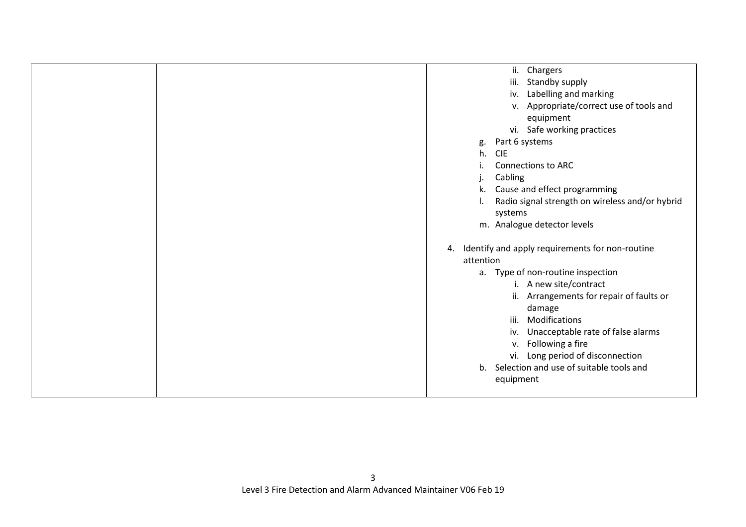| | | ii. Chargers<br>iii. Standby supply<br>iv. Labelling and marking<br>v. Appropriate/correct use of tools and equipment<br>vi. Safe working practices<br>g. Part 6 systems<br>h. CIE<br>i. Connections to ARC<br>j. Cabling<br>k. Cause and effect programming<br>l. Radio signal strength on wireless and/or hybrid systems<br>m. Analogue detector levels<br><br>4. Identify and apply requirements for non-routine attention<br>a. Type of non-routine inspection<br>i. A new site/contract<br>ii. Arrangements for repair of faults or damage<br>iii. Modifications<br>iv. Unacceptable rate of false alarms<br>v. Following a fire<br>vi. Long period of disconnection<br>b. Selection and use of suitable tools and equipment |
|---|---|---|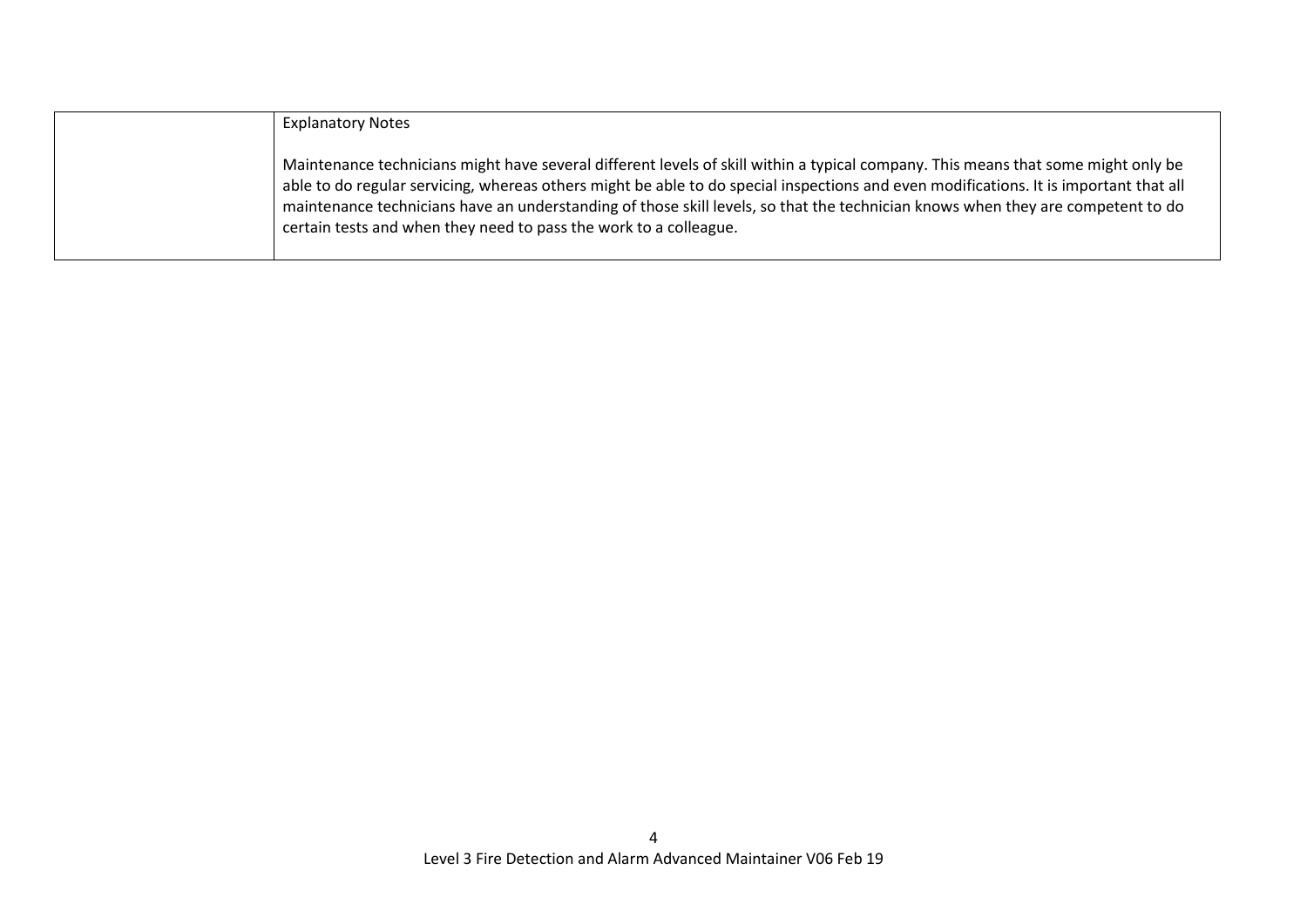| | Explanatory Notes<br><br>Maintenance technicians might have several different levels of skill within a typical company. This means that some might only be able to do regular servicing, whereas others might be able to do special inspections and even modifications. It is important that all maintenance technicians have an understanding of those skill levels, so that the technician knows when they are competent to do certain tests and when they need to pass the work to a colleague. |
|---|---|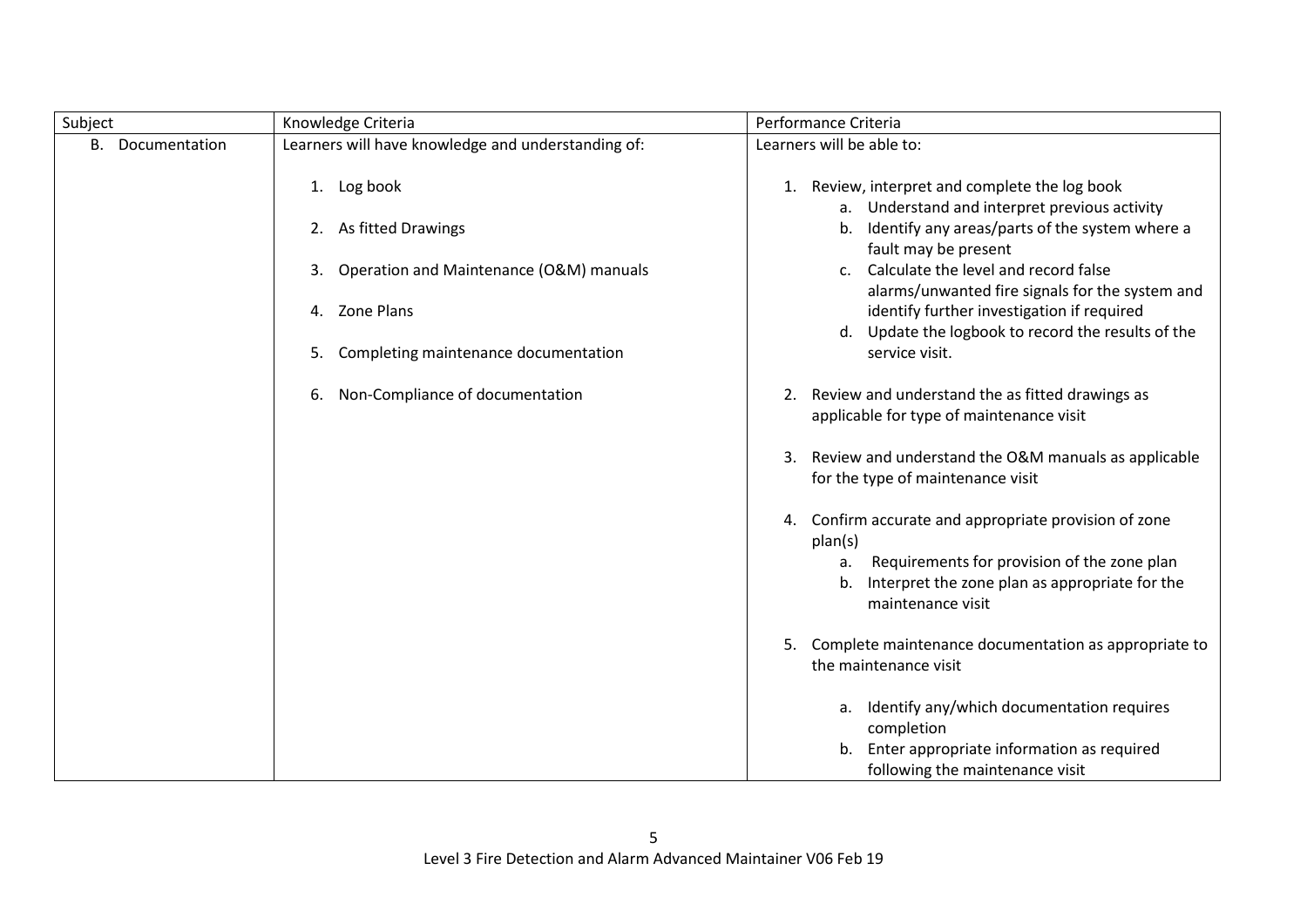| Subject | Knowledge Criteria | Performance Criteria |
|---|---|---|
| B. Documentation | Learners will have knowledge and understanding of:<br><br>1. Log book<br><br>2. As fitted Drawings<br><br>3. Operation and Maintenance (O&M) manuals<br><br>4. Zone Plans<br><br>5. Completing maintenance documentation<br><br>6. Non-Compliance of documentation | Learners will be able to:<br><br>1. Review, interpret and complete the log book<br>&nbsp;&nbsp;&nbsp;&nbsp;a. Understand and interpret previous activity<br>&nbsp;&nbsp;&nbsp;&nbsp;b. Identify any areas/parts of the system where a fault may be present<br>&nbsp;&nbsp;&nbsp;&nbsp;c. Calculate the level and record false alarms/unwanted fire signals for the system and identify further investigation if required<br>&nbsp;&nbsp;&nbsp;&nbsp;d. Update the logbook to record the results of the service visit.<br><br>2. Review and understand the as fitted drawings as applicable for type of maintenance visit<br><br>3. Review and understand the O&M manuals as applicable for the type of maintenance visit<br><br>4. Confirm accurate and appropriate provision of zone plan(s)<br>&nbsp;&nbsp;&nbsp;&nbsp;a. Requirements for provision of the zone plan<br>&nbsp;&nbsp;&nbsp;&nbsp;b. Interpret the zone plan as appropriate for the maintenance visit<br><br>5. Complete maintenance documentation as appropriate to the maintenance visit<br><br>&nbsp;&nbsp;&nbsp;&nbsp;a. Identify any/which documentation requires completion<br>&nbsp;&nbsp;&nbsp;&nbsp;b. Enter appropriate information as required following the maintenance visit |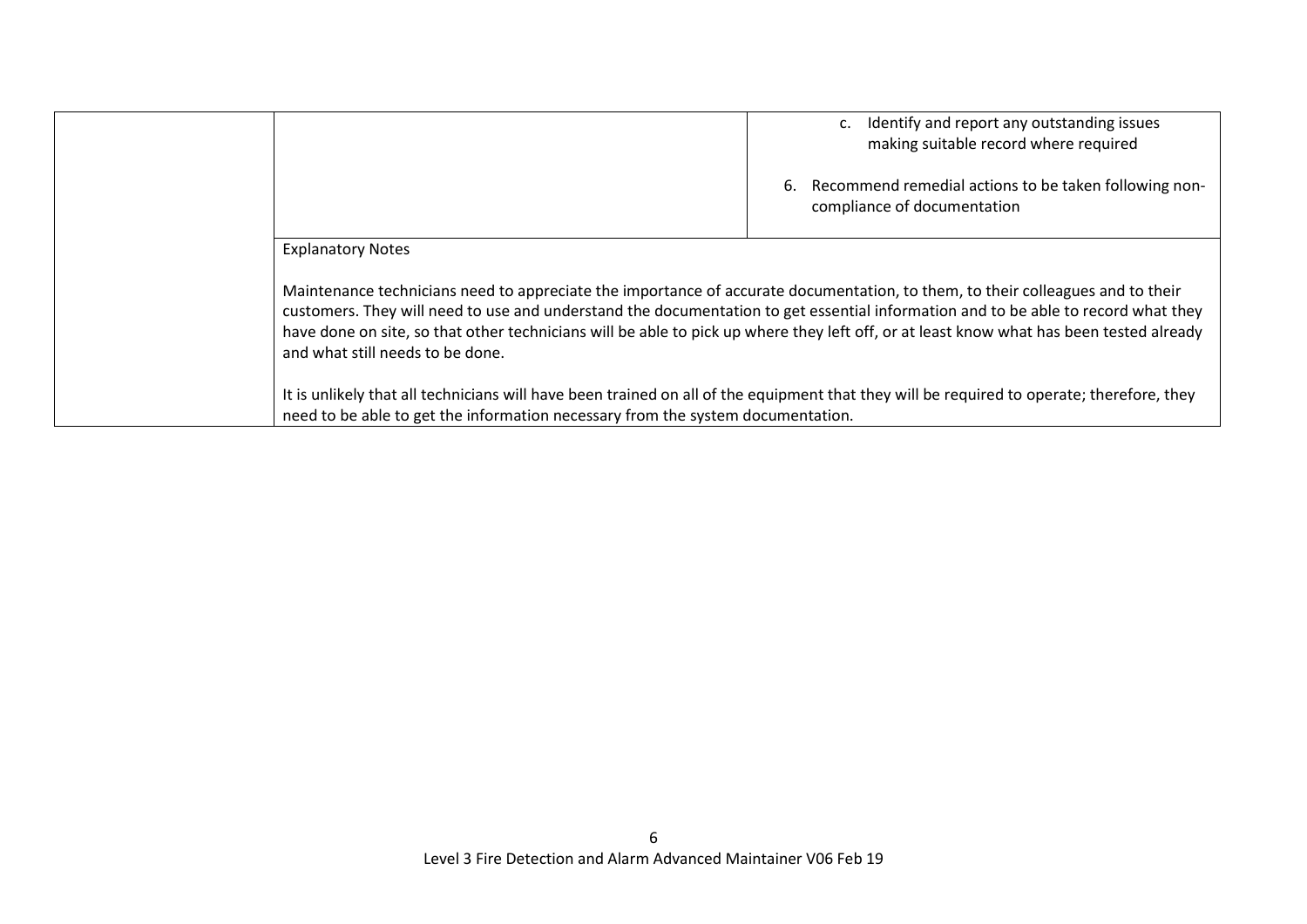| | | |
|---|---|---|
| | | c. Identify and report any outstanding issues making suitable record where required<br><br>6. Recommend remedial actions to be taken following non-compliance of documentation |
| | Explanatory Notes<br><br>Maintenance technicians need to appreciate the importance of accurate documentation, to them, to their colleagues and to their customers. They will need to use and understand the documentation to get essential information and to be able to record what they have done on site, so that other technicians will be able to pick up where they left off, or at least know what has been tested already and what still needs to be done.<br><br>It is unlikely that all technicians will have been trained on all of the equipment that they will be required to operate; therefore, they need to be able to get the information necessary from the system documentation. | |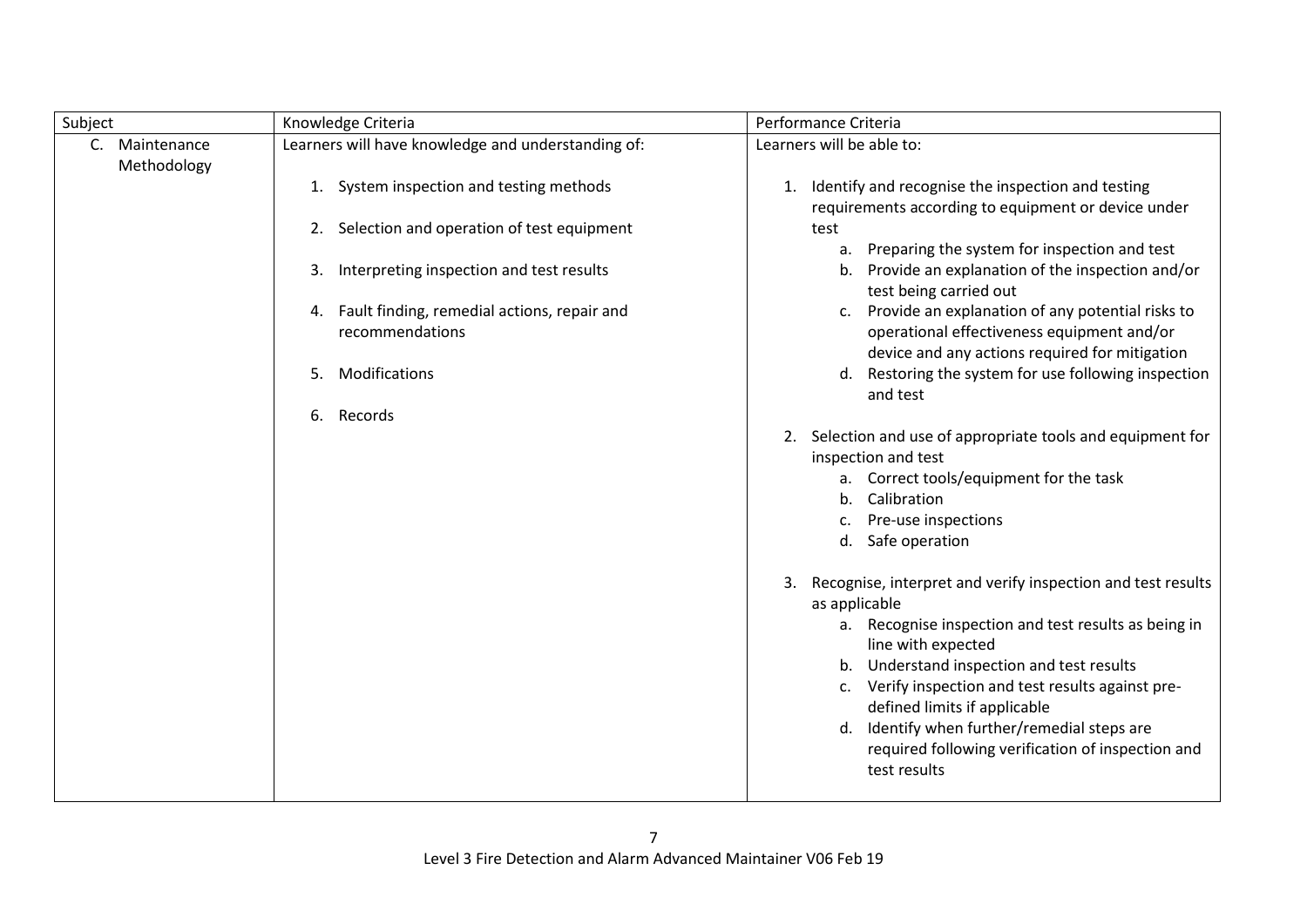| Subject | Knowledge Criteria | Performance Criteria |
|---|---|---|
| C. Maintenance Methodology | Learners will have knowledge and understanding of:<br><br>1. System inspection and testing methods<br>2. Selection and operation of test equipment<br>3. Interpreting inspection and test results<br>4. Fault finding, remedial actions, repair and recommendations<br>5. Modifications<br>6. Records | Learners will be able to:<br><br>1. Identify and recognise the inspection and testing requirements according to equipment or device under test<br>a. Preparing the system for inspection and test<br>b. Provide an explanation of the inspection and/or test being carried out<br>c. Provide an explanation of any potential risks to operational effectiveness equipment and/or device and any actions required for mitigation<br>d. Restoring the system for use following inspection and test<br><br>2. Selection and use of appropriate tools and equipment for inspection and test<br>a. Correct tools/equipment for the task<br>b. Calibration<br>c. Pre-use inspections<br>d. Safe operation<br><br>3. Recognise, interpret and verify inspection and test results as applicable<br>a. Recognise inspection and test results as being in line with expected<br>b. Understand inspection and test results<br>c. Verify inspection and test results against pre-defined limits if applicable<br>d. Identify when further/remedial steps are required following verification of inspection and test results |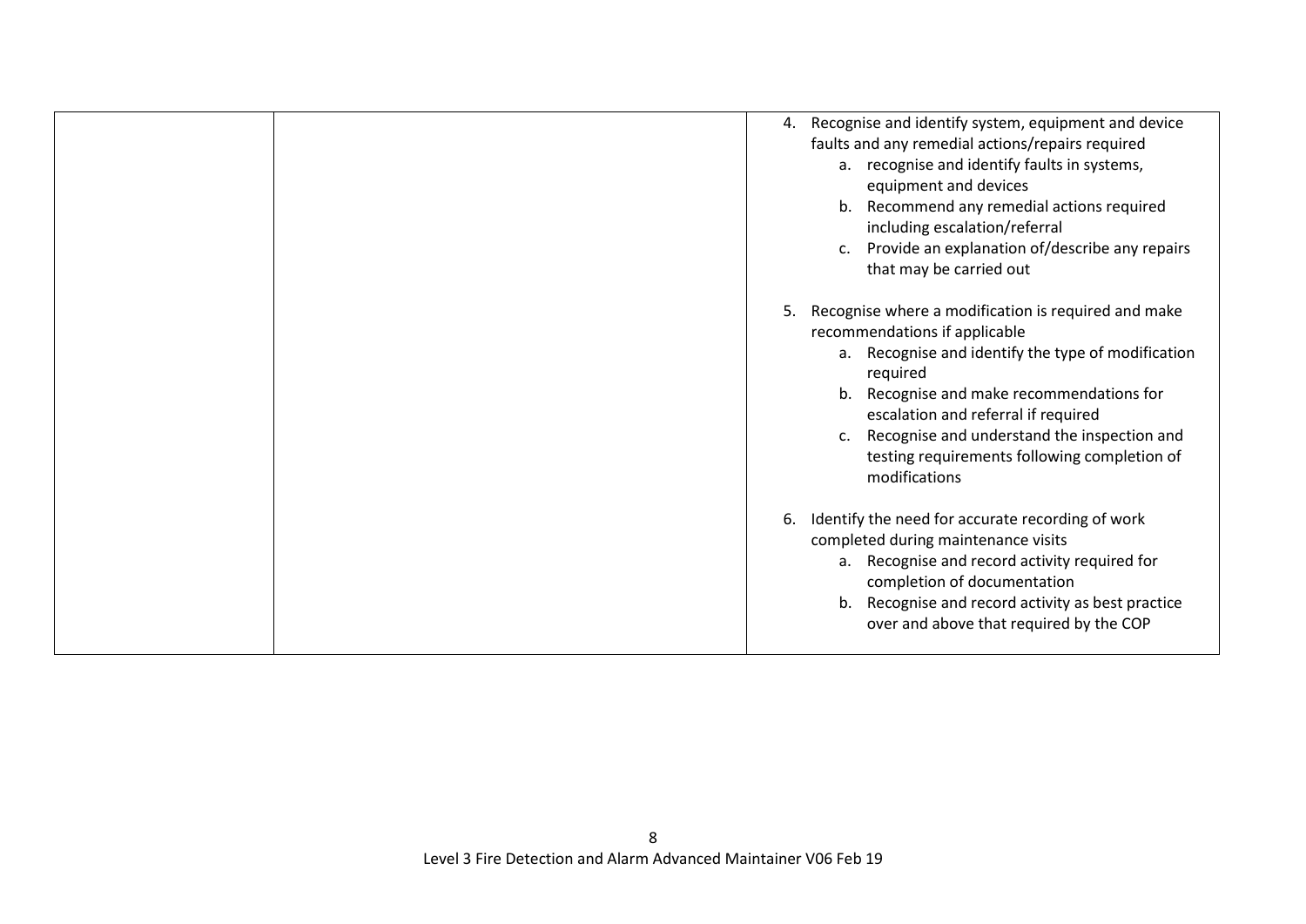| | | 4. Recognise and identify system, equipment and device faults and any remedial actions/repairs required<br>a. recognise and identify faults in systems, equipment and devices<br>b. Recommend any remedial actions required including escalation/referral<br>c. Provide an explanation of/describe any repairs that may be carried out<br><br>5. Recognise where a modification is required and make recommendations if applicable<br>a. Recognise and identify the type of modification required<br>b. Recognise and make recommendations for escalation and referral if required<br>c. Recognise and understand the inspection and testing requirements following completion of modifications<br><br>6. Identify the need for accurate recording of work completed during maintenance visits<br>a. Recognise and record activity required for completion of documentation<br>b. Recognise and record activity as best practice over and above that required by the COP |
|---|---|---|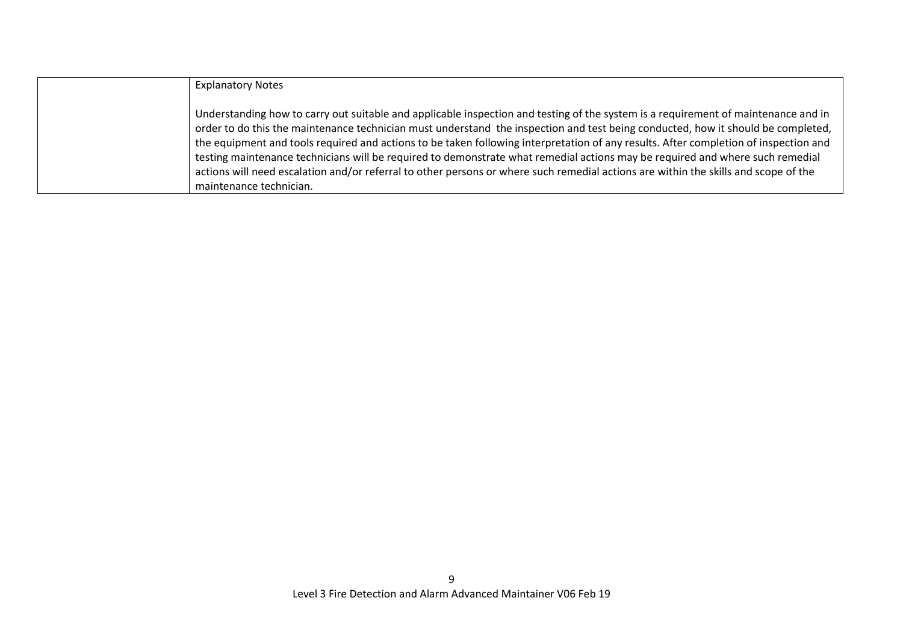| | Explanatory Notes<br><br>Understanding how to carry out suitable and applicable inspection and testing of the system is a requirement of maintenance and in order to do this the maintenance technician must understand the inspection and test being conducted, how it should be completed, the equipment and tools required and actions to be taken following interpretation of any results. After completion of inspection and testing maintenance technicians will be required to demonstrate what remedial actions may be required and where such remedial actions will need escalation and/or referral to other persons or where such remedial actions are within the skills and scope of the maintenance technician. |
|---|---|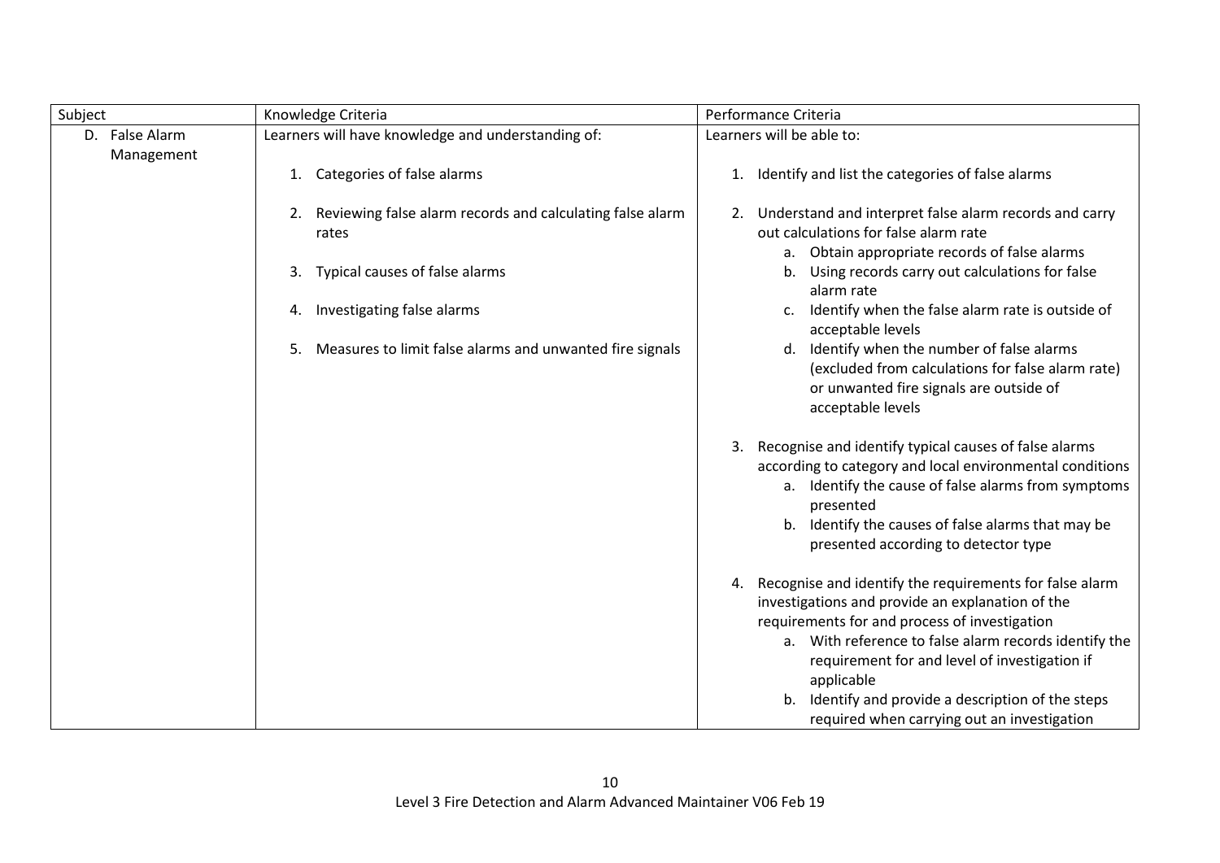| Subject | Knowledge Criteria | Performance Criteria |
|---|---|---|
| D. False Alarm Management | Learners will have knowledge and understanding of:<br><br>1. Categories of false alarms<br><br>2. Reviewing false alarm records and calculating false alarm rates<br><br>3. Typical causes of false alarms<br><br>4. Investigating false alarms<br><br>5. Measures to limit false alarms and unwanted fire signals | Learners will be able to:<br><br>1. Identify and list the categories of false alarms<br><br>2. Understand and interpret false alarm records and carry out calculations for false alarm rate<br>a. Obtain appropriate records of false alarms<br>b. Using records carry out calculations for false alarm rate<br>c. Identify when the false alarm rate is outside of acceptable levels<br>d. Identify when the number of false alarms (excluded from calculations for false alarm rate) or unwanted fire signals are outside of acceptable levels<br><br>3. Recognise and identify typical causes of false alarms according to category and local environmental conditions<br>a. Identify the cause of false alarms from symptoms presented<br>b. Identify the causes of false alarms that may be presented according to detector type<br><br>4. Recognise and identify the requirements for false alarm investigations and provide an explanation of the requirements for and process of investigation<br>a. With reference to false alarm records identify the requirement for and level of investigation if applicable<br>b. Identify and provide a description of the steps required when carrying out an investigation |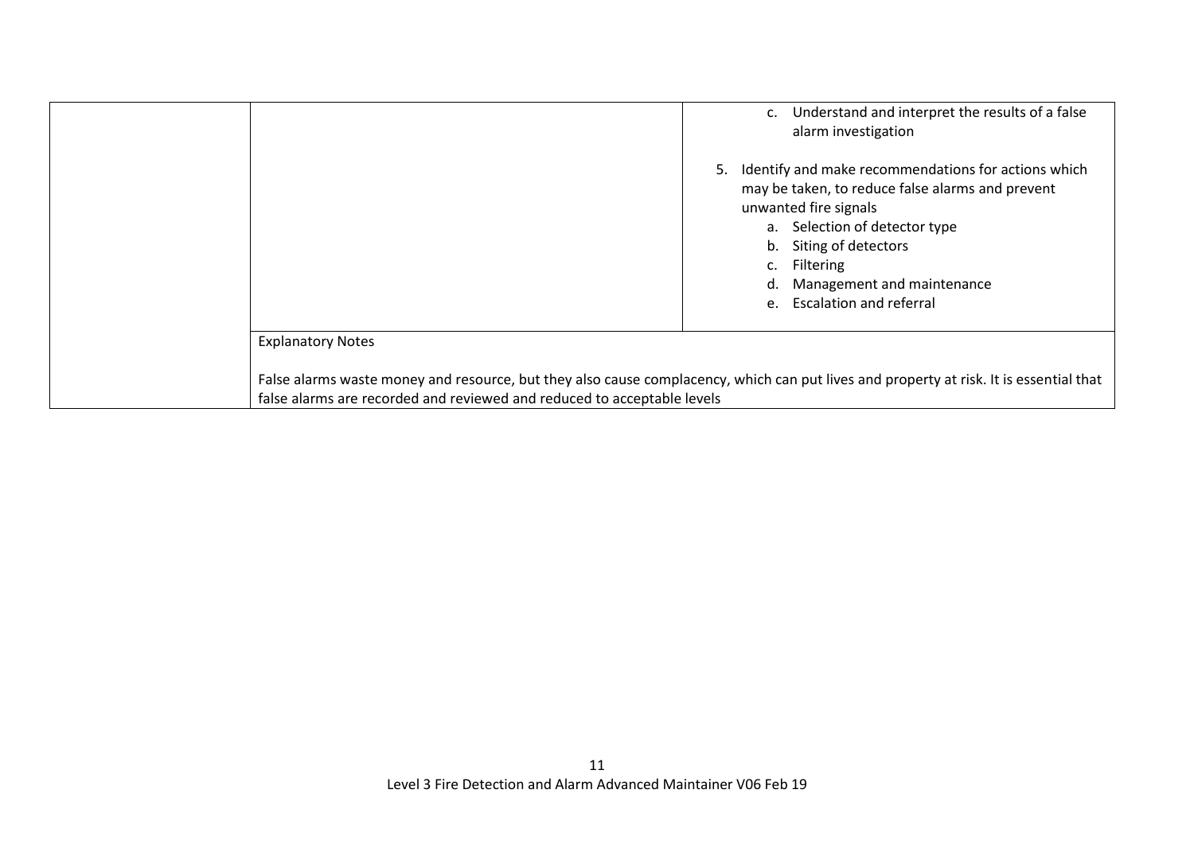| | | |
|---|---|---|
| | | c. Understand and interpret the results of a false alarm investigation<br><br>5. Identify and make recommendations for actions which may be taken, to reduce false alarms and prevent unwanted fire signals<br>a. Selection of detector type<br>b. Siting of detectors<br>c. Filtering<br>d. Management and maintenance<br>e. Escalation and referral |
| | Explanatory Notes<br><br>False alarms waste money and resource, but they also cause complacency, which can put lives and property at risk. It is essential that false alarms are recorded and reviewed and reduced to acceptable levels | |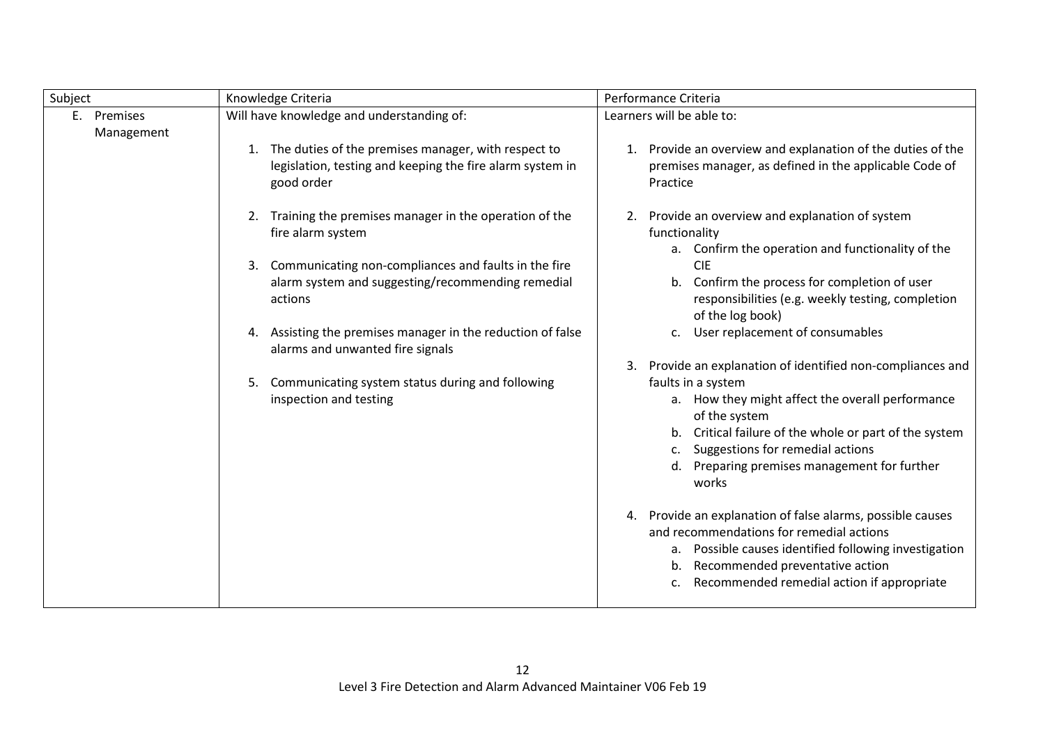| Subject | Knowledge Criteria | Performance Criteria |
|---|---|---|
| E. Premises Management | Will have knowledge and understanding of:<br><br>1. The duties of the premises manager, with respect to legislation, testing and keeping the fire alarm system in good order<br><br>2. Training the premises manager in the operation of the fire alarm system<br><br>3. Communicating non-compliances and faults in the fire alarm system and suggesting/recommending remedial actions<br><br>4. Assisting the premises manager in the reduction of false alarms and unwanted fire signals<br><br>5. Communicating system status during and following inspection and testing | Learners will be able to:<br><br>1. Provide an overview and explanation of the duties of the premises manager, as defined in the applicable Code of Practice<br><br>2. Provide an overview and explanation of system functionality<br>a. Confirm the operation and functionality of the CIE<br>b. Confirm the process for completion of user responsibilities (e.g. weekly testing, completion of the log book)<br>c. User replacement of consumables<br><br>3. Provide an explanation of identified non-compliances and faults in a system<br>a. How they might affect the overall performance of the system<br>b. Critical failure of the whole or part of the system<br>c. Suggestions for remedial actions<br>d. Preparing premises management for further works<br><br>4. Provide an explanation of false alarms, possible causes and recommendations for remedial actions<br>a. Possible causes identified following investigation<br>b. Recommended preventative action<br>c. Recommended remedial action if appropriate |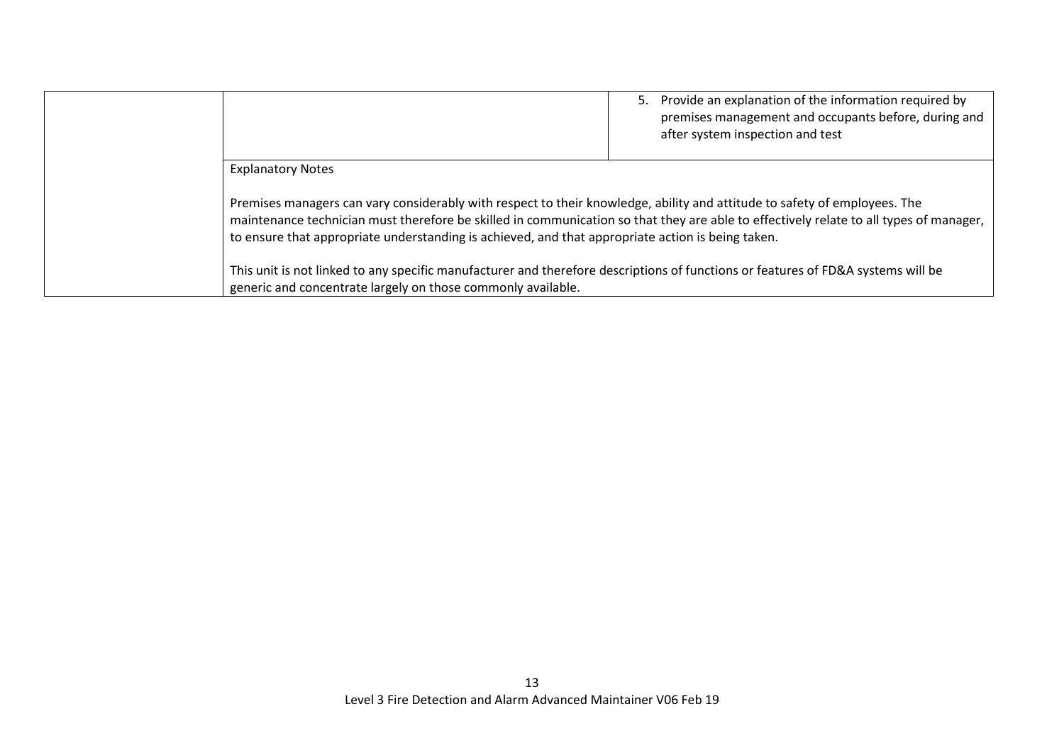| | | |
|---|---|---|
| | | 5. Provide an explanation of the information required by premises management and occupants before, during and after system inspection and test |
| | Explanatory Notes<br><br>Premises managers can vary considerably with respect to their knowledge, ability and attitude to safety of employees. The maintenance technician must therefore be skilled in communication so that they are able to effectively relate to all types of manager, to ensure that appropriate understanding is achieved, and that appropriate action is being taken.<br><br>This unit is not linked to any specific manufacturer and therefore descriptions of functions or features of FD&A systems will be generic and concentrate largely on those commonly available. | |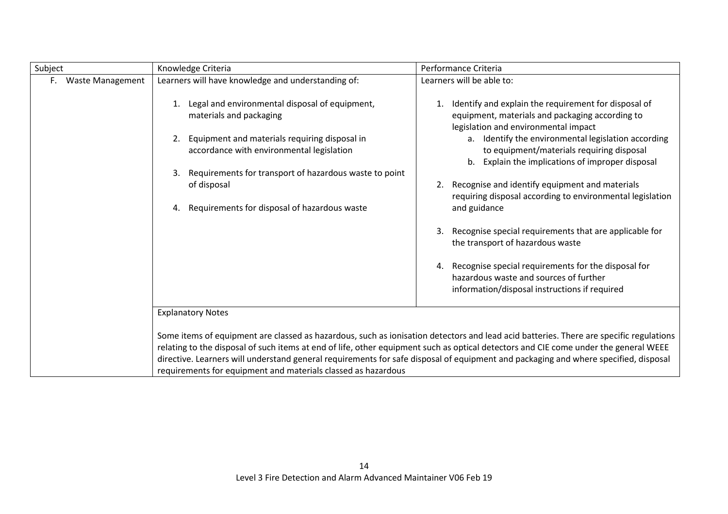| Subject | Knowledge Criteria | Performance Criteria |
| --- | --- | --- |
| F. Waste Management | Learners will have knowledge and understanding of:<br><br>1. Legal and environmental disposal of equipment, materials and packaging<br><br>2. Equipment and materials requiring disposal in accordance with environmental legislation<br><br>3. Requirements for transport of hazardous waste to point of disposal<br><br>4. Requirements for disposal of hazardous waste | Learners will be able to:<br><br>1. Identify and explain the requirement for disposal of equipment, materials and packaging according to legislation and environmental impact<br>a. Identify the environmental legislation according to equipment/materials requiring disposal<br>b. Explain the implications of improper disposal<br><br>2. Recognise and identify equipment and materials requiring disposal according to environmental legislation and guidance<br><br>3. Recognise special requirements that are applicable for the transport of hazardous waste<br><br>4. Recognise special requirements for the disposal for hazardous waste and sources of further information/disposal instructions if required |
| | Explanatory Notes<br><br>Some items of equipment are classed as hazardous, such as ionisation detectors and lead acid batteries. There are specific regulations relating to the disposal of such items at end of life, other equipment such as optical detectors and CIE come under the general WEEE directive. Learners will understand general requirements for safe disposal of equipment and packaging and where specified, disposal requirements for equipment and materials classed as hazardous | |